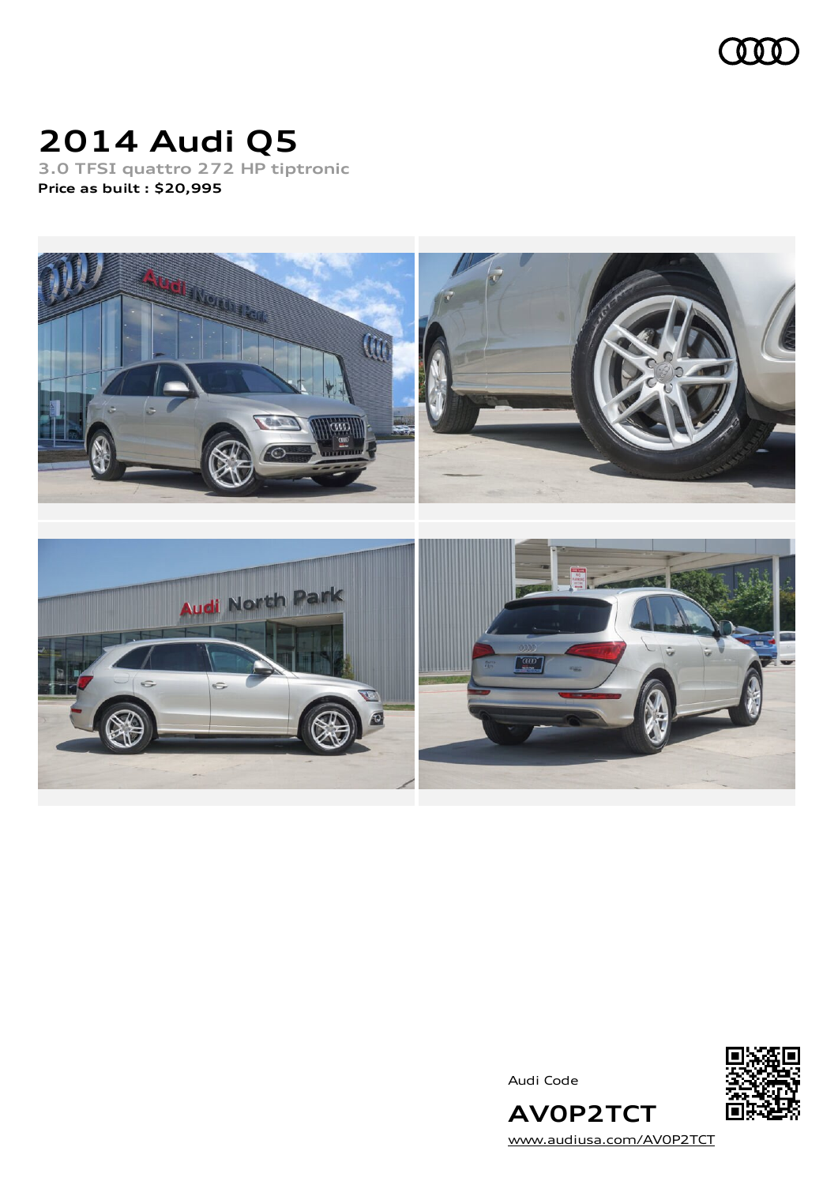# 2014 Audi Q5

3.0 TFSI quattro 272 HP tiptronic

**Price as built : $20,995**

Audi Code

**AV0P2TCT**

www.audiusa.com/AV0P2TCT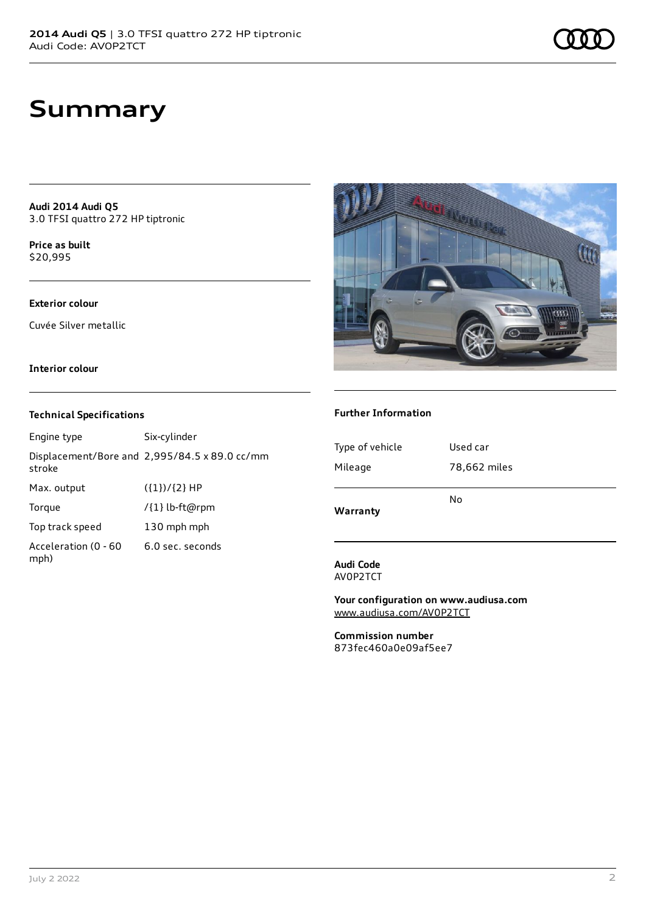# Summary

**Audi 2014 Audi Q5**
3.0 TFSI quattro 272 HP tiptronic

**Price as built**
$20,995

**Exterior colour**

Cuvée Silver metallic

**Interior colour**

### Technical Specifications

| | |
|---|---|
| Engine type | Six-cylinder |
| Displacement/Bore and stroke | 2,995/84.5 x 89.0 cc/mm |
| Max. output | ({1})/{2} HP |
| Torque | /{1} lb-ft@rpm |
| Top track speed | 130 mph mph |
| Acceleration (0 - 60 mph) | 6.0 sec. seconds |

### Further Information

| | |
|---|---|
| Type of vehicle | Used car |
| Mileage | 78,662 miles |
| **Warranty** | No |

**Audi Code**
AV0P2TCT

**Your configuration on www.audiusa.com**
www.audiusa.com/AV0P2TCT

**Commission number**
873fec460a0e09af5ee7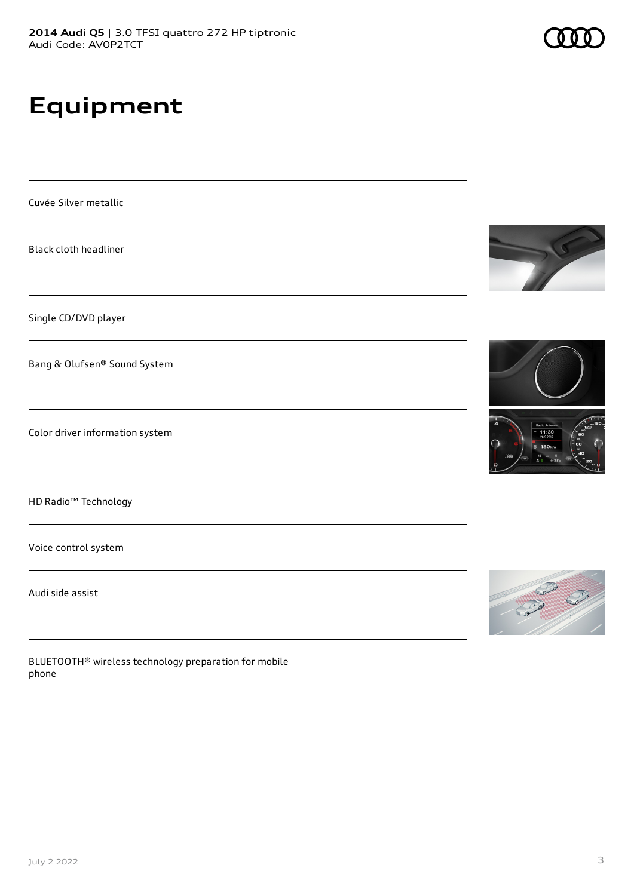# Equipment

Cuvée Silver metallic

Black cloth headliner

Single CD/DVD player

Bang & Olufsen® Sound System

Color driver information system

HD Radio™ Technology

Voice control system

Audi side assist

BLUETOOTH® wireless technology preparation for mobile phone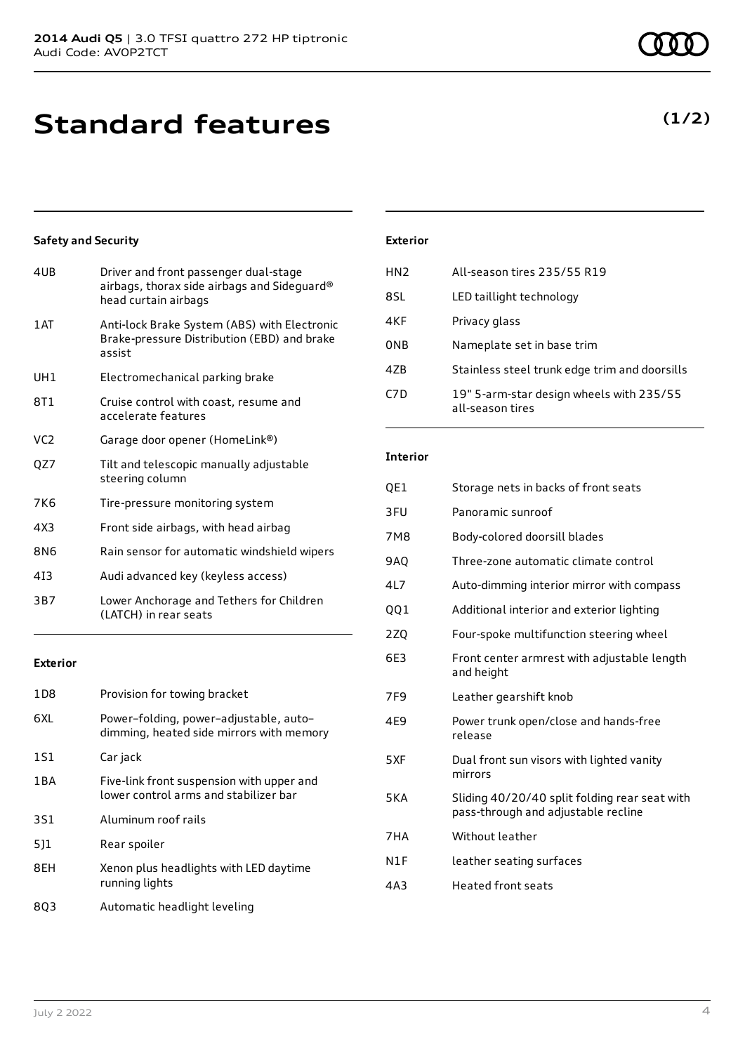# Standard features

**(1/2)**

### Safety and Security

| | |
|---|---|
| 4UB | Driver and front passenger dual-stage airbags, thorax side airbags and Sideguard® head curtain airbags |
| 1AT | Anti-lock Brake System (ABS) with Electronic Brake-pressure Distribution (EBD) and brake assist |
| UH1 | Electromechanical parking brake |
| 8T1 | Cruise control with coast, resume and accelerate features |
| VC2 | Garage door opener (HomeLink®) |
| QZ7 | Tilt and telescopic manually adjustable steering column |
| 7K6 | Tire-pressure monitoring system |
| 4X3 | Front side airbags, with head airbag |
| 8N6 | Rain sensor for automatic windshield wipers |
| 4I3 | Audi advanced key (keyless access) |
| 3B7 | Lower Anchorage and Tethers for Children (LATCH) in rear seats |

### Exterior

| | |
|---|---|
| 1D8 | Provision for towing bracket |
| 6XL | Power–folding, power–adjustable, auto–dimming, heated side mirrors with memory |
| 1S1 | Car jack |
| 1BA | Five-link front suspension with upper and lower control arms and stabilizer bar |
| 3S1 | Aluminum roof rails |
| 5J1 | Rear spoiler |
| 8EH | Xenon plus headlights with LED daytime running lights |
| 8Q3 | Automatic headlight leveling |

### Exterior

| | |
|---|---|
| HN2 | All-season tires 235/55 R19 |
| 8SL | LED taillight technology |
| 4KF | Privacy glass |
| 0NB | Nameplate set in base trim |
| 4ZB | Stainless steel trunk edge trim and doorsills |
| C7D | 19" 5-arm-star design wheels with 235/55 all-season tires |

### Interior

| | |
|---|---|
| QE1 | Storage nets in backs of front seats |
| 3FU | Panoramic sunroof |
| 7M8 | Body-colored doorsill blades |
| 9AQ | Three-zone automatic climate control |
| 4L7 | Auto-dimming interior mirror with compass |
| QQ1 | Additional interior and exterior lighting |
| 2ZQ | Four-spoke multifunction steering wheel |
| 6E3 | Front center armrest with adjustable length and height |
| 7F9 | Leather gearshift knob |
| 4E9 | Power trunk open/close and hands-free release |
| 5XF | Dual front sun visors with lighted vanity mirrors |
| 5KA | Sliding 40/20/40 split folding rear seat with pass-through and adjustable recline |
| 7HA | Without leather |
| N1F | leather seating surfaces |
| 4A3 | Heated front seats |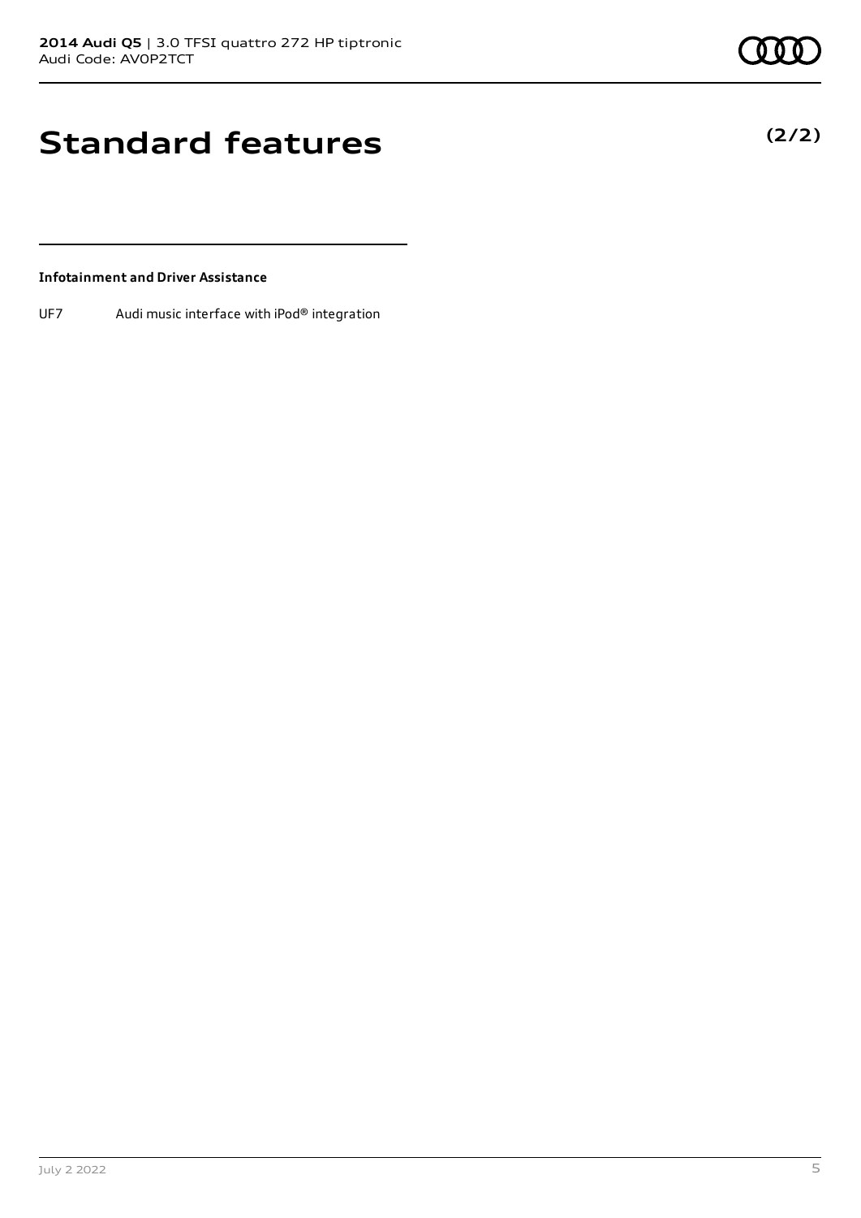# Standard features

**(2/2)**

**Infotainment and Driver Assistance**

| | |
|---|---|
| UF7 | Audi music interface with iPod® integration |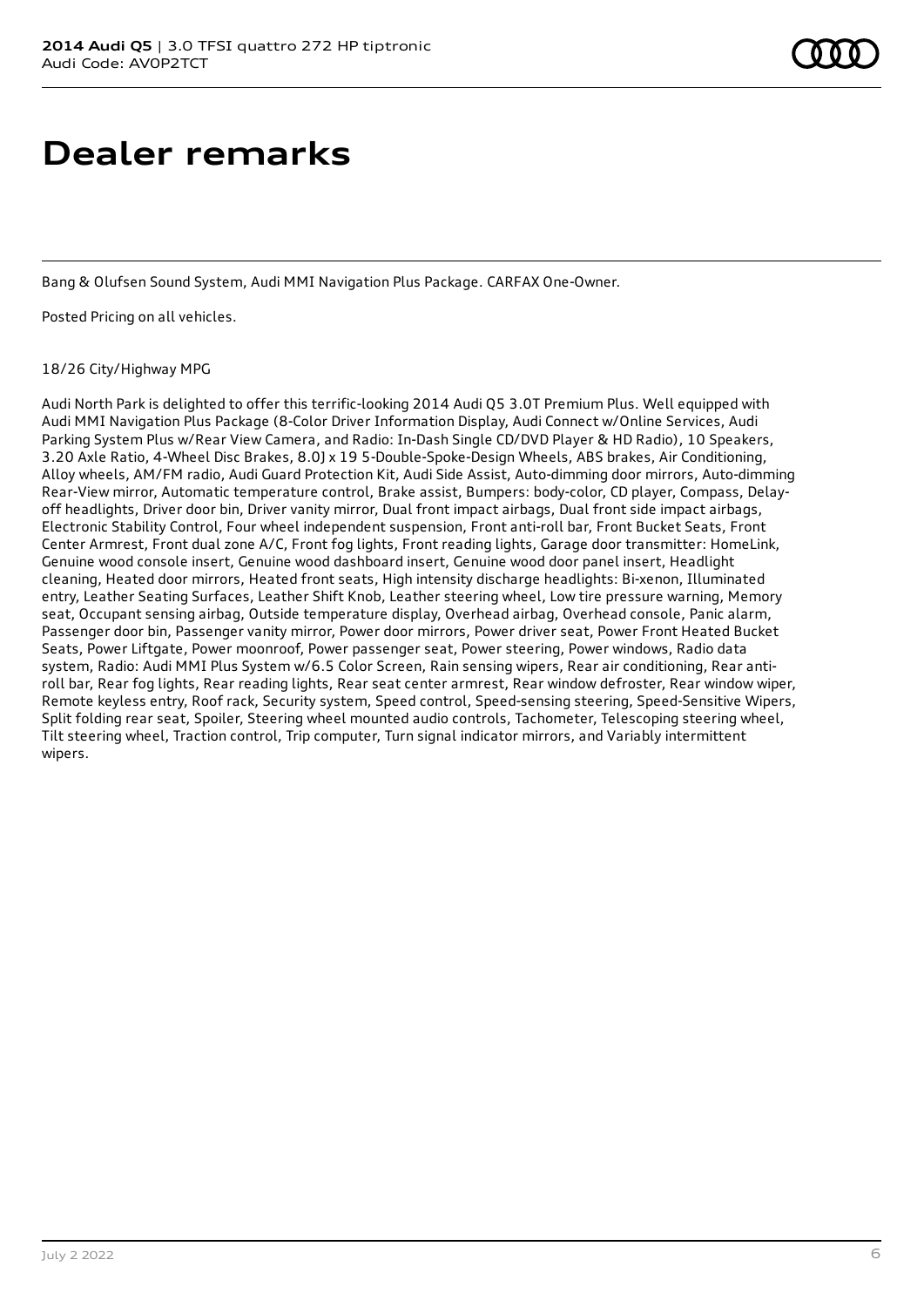# Dealer remarks

Bang & Olufsen Sound System, Audi MMI Navigation Plus Package. CARFAX One-Owner.

Posted Pricing on all vehicles.

18/26 City/Highway MPG

Audi North Park is delighted to offer this terrific-looking 2014 Audi Q5 3.0T Premium Plus. Well equipped with Audi MMI Navigation Plus Package (8-Color Driver Information Display, Audi Connect w/Online Services, Audi Parking System Plus w/Rear View Camera, and Radio: In-Dash Single CD/DVD Player & HD Radio), 10 Speakers, 3.20 Axle Ratio, 4-Wheel Disc Brakes, 8.0J x 19 5-Double-Spoke-Design Wheels, ABS brakes, Air Conditioning, Alloy wheels, AM/FM radio, Audi Guard Protection Kit, Audi Side Assist, Auto-dimming door mirrors, Auto-dimming Rear-View mirror, Automatic temperature control, Brake assist, Bumpers: body-color, CD player, Compass, Delay-off headlights, Driver door bin, Driver vanity mirror, Dual front impact airbags, Dual front side impact airbags, Electronic Stability Control, Four wheel independent suspension, Front anti-roll bar, Front Bucket Seats, Front Center Armrest, Front dual zone A/C, Front fog lights, Front reading lights, Garage door transmitter: HomeLink, Genuine wood console insert, Genuine wood dashboard insert, Genuine wood door panel insert, Headlight cleaning, Heated door mirrors, Heated front seats, High intensity discharge headlights: Bi-xenon, Illuminated entry, Leather Seating Surfaces, Leather Shift Knob, Leather steering wheel, Low tire pressure warning, Memory seat, Occupant sensing airbag, Outside temperature display, Overhead airbag, Overhead console, Panic alarm, Passenger door bin, Passenger vanity mirror, Power door mirrors, Power driver seat, Power Front Heated Bucket Seats, Power Liftgate, Power moonroof, Power passenger seat, Power steering, Power windows, Radio data system, Radio: Audi MMI Plus System w/6.5 Color Screen, Rain sensing wipers, Rear air conditioning, Rear anti-roll bar, Rear fog lights, Rear reading lights, Rear seat center armrest, Rear window defroster, Rear window wiper, Remote keyless entry, Roof rack, Security system, Speed control, Speed-sensing steering, Speed-Sensitive Wipers, Split folding rear seat, Spoiler, Steering wheel mounted audio controls, Tachometer, Telescoping steering wheel, Tilt steering wheel, Traction control, Trip computer, Turn signal indicator mirrors, and Variably intermittent wipers.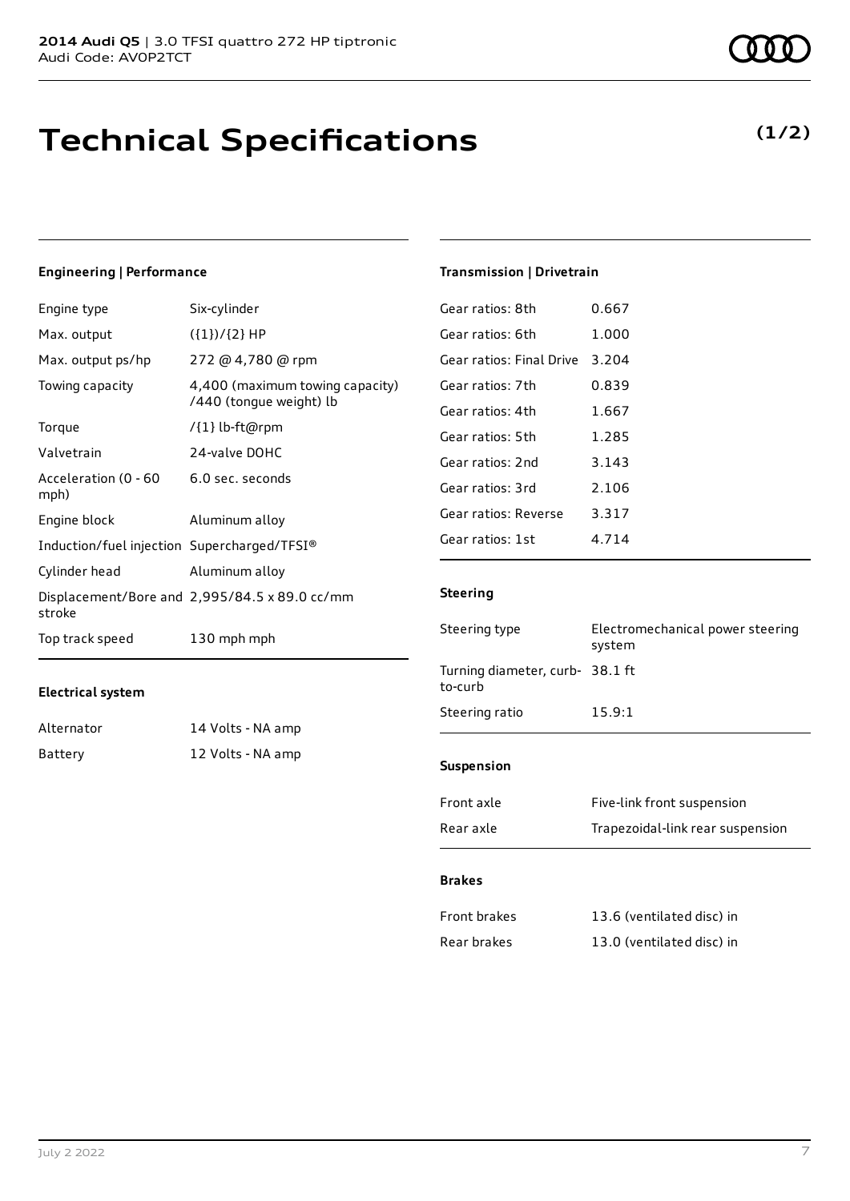**2014 Audi Q5** | 3.0 TFSI quattro 272 HP tiptronic
Audi Code: AV0P2TCT

# Technical Specifications

**(1/2)**

## Engineering | Performance

| | |
|---|---|
| Engine type | Six-cylinder |
| Max. output | ({1})/{2} HP |
| Max. output ps/hp | 272 @ 4,780 @ rpm |
| Towing capacity | 4,400 (maximum towing capacity) /440 (tongue weight) lb |
| Torque | /{1} lb-ft@rpm |
| Valvetrain | 24-valve DOHC |
| Acceleration (0 - 60 mph) | 6.0 sec. seconds |
| Engine block | Aluminum alloy |
| Induction/fuel injection | Supercharged/TFSI® |
| Cylinder head | Aluminum alloy |
| Displacement/Bore and stroke | 2,995/84.5 x 89.0 cc/mm |
| Top track speed | 130 mph mph |

## Electrical system

| | |
|---|---|
| Alternator | 14 Volts - NA amp |
| Battery | 12 Volts - NA amp |

## Transmission | Drivetrain

| | |
|---|---|
| Gear ratios: 8th | 0.667 |
| Gear ratios: 6th | 1.000 |
| Gear ratios: Final Drive | 3.204 |
| Gear ratios: 7th | 0.839 |
| Gear ratios: 4th | 1.667 |
| Gear ratios: 5th | 1.285 |
| Gear ratios: 2nd | 3.143 |
| Gear ratios: 3rd | 2.106 |
| Gear ratios: Reverse | 3.317 |
| Gear ratios: 1st | 4.714 |

## Steering

| | |
|---|---|
| Steering type | Electromechanical power steering system |
| Turning diameter, curb-to-curb | 38.1 ft |
| Steering ratio | 15.9:1 |

## Suspension

| | |
|---|---|
| Front axle | Five-link front suspension |
| Rear axle | Trapezoidal-link rear suspension |

## Brakes

| | |
|---|---|
| Front brakes | 13.6 (ventilated disc) in |
| Rear brakes | 13.0 (ventilated disc) in |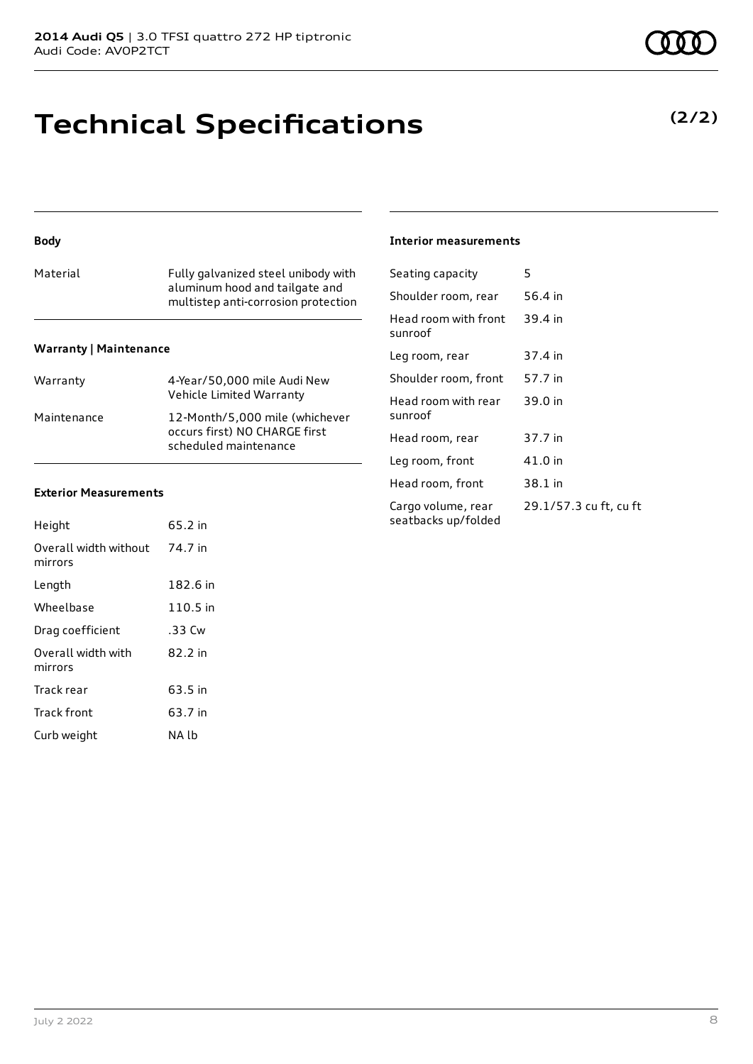# Technical Specifications

**(2/2)**

### Body

| | |
|---|---|
| Material | Fully galvanized steel unibody with aluminum hood and tailgate and multistep anti-corrosion protection |

### Warranty | Maintenance

| | |
|---|---|
| Warranty | 4-Year/50,000 mile Audi New Vehicle Limited Warranty |
| Maintenance | 12-Month/5,000 mile (whichever occurs first) NO CHARGE first scheduled maintenance |

### Exterior Measurements

| | |
|---|---|
| Height | 65.2 in |
| Overall width without mirrors | 74.7 in |
| Length | 182.6 in |
| Wheelbase | 110.5 in |
| Drag coefficient | .33 Cw |
| Overall width with mirrors | 82.2 in |
| Track rear | 63.5 in |
| Track front | 63.7 in |
| Curb weight | NA lb |

### Interior measurements

| | |
|---|---|
| Seating capacity | 5 |
| Shoulder room, rear | 56.4 in |
| Head room with front sunroof | 39.4 in |
| Leg room, rear | 37.4 in |
| Shoulder room, front | 57.7 in |
| Head room with rear sunroof | 39.0 in |
| Head room, rear | 37.7 in |
| Leg room, front | 41.0 in |
| Head room, front | 38.1 in |
| Cargo volume, rear seatbacks up/folded | 29.1/57.3 cu ft, cu ft |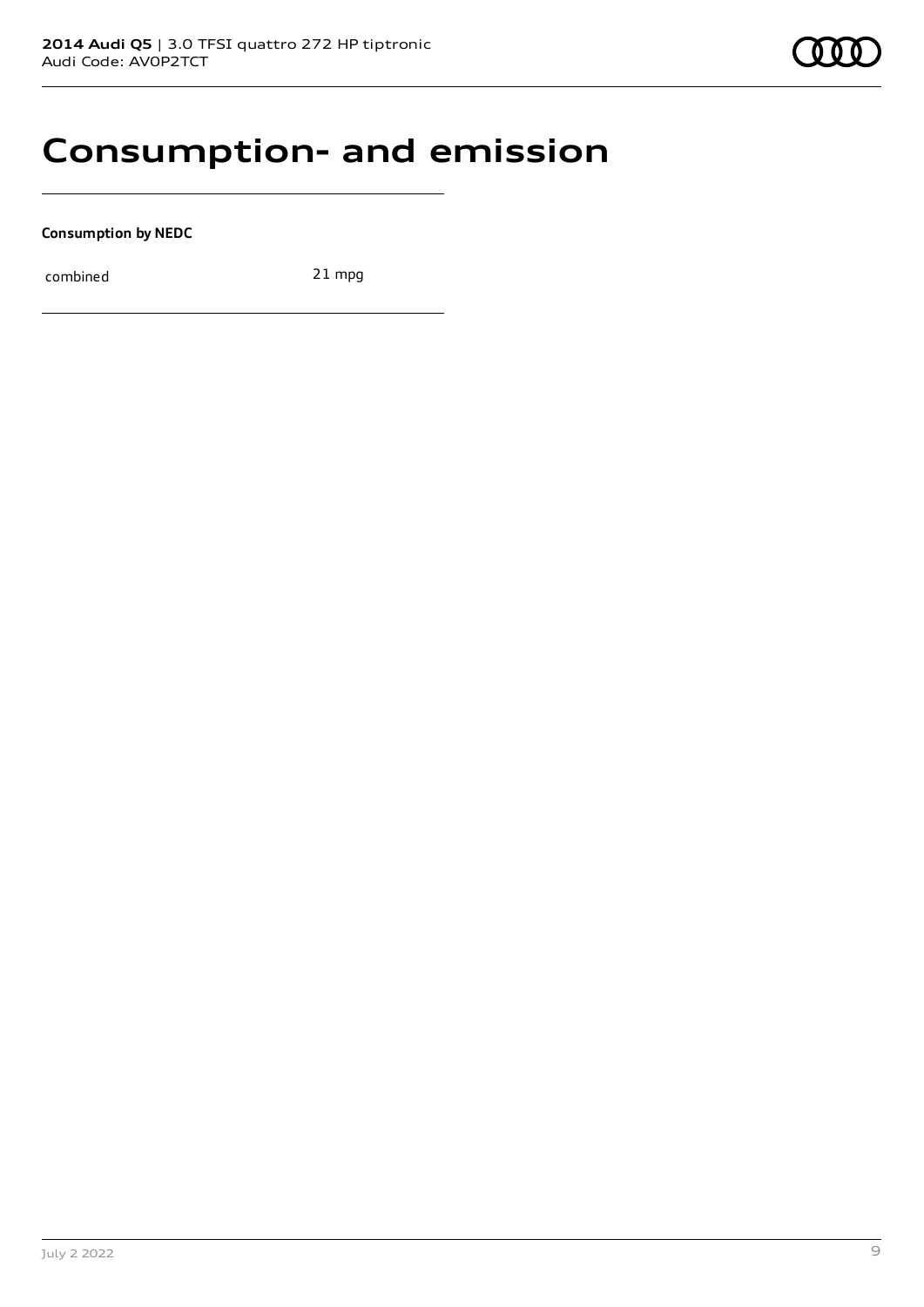# Consumption- and emission

**Consumption by NEDC**

| | |
|---|---|
| combined | 21 mpg |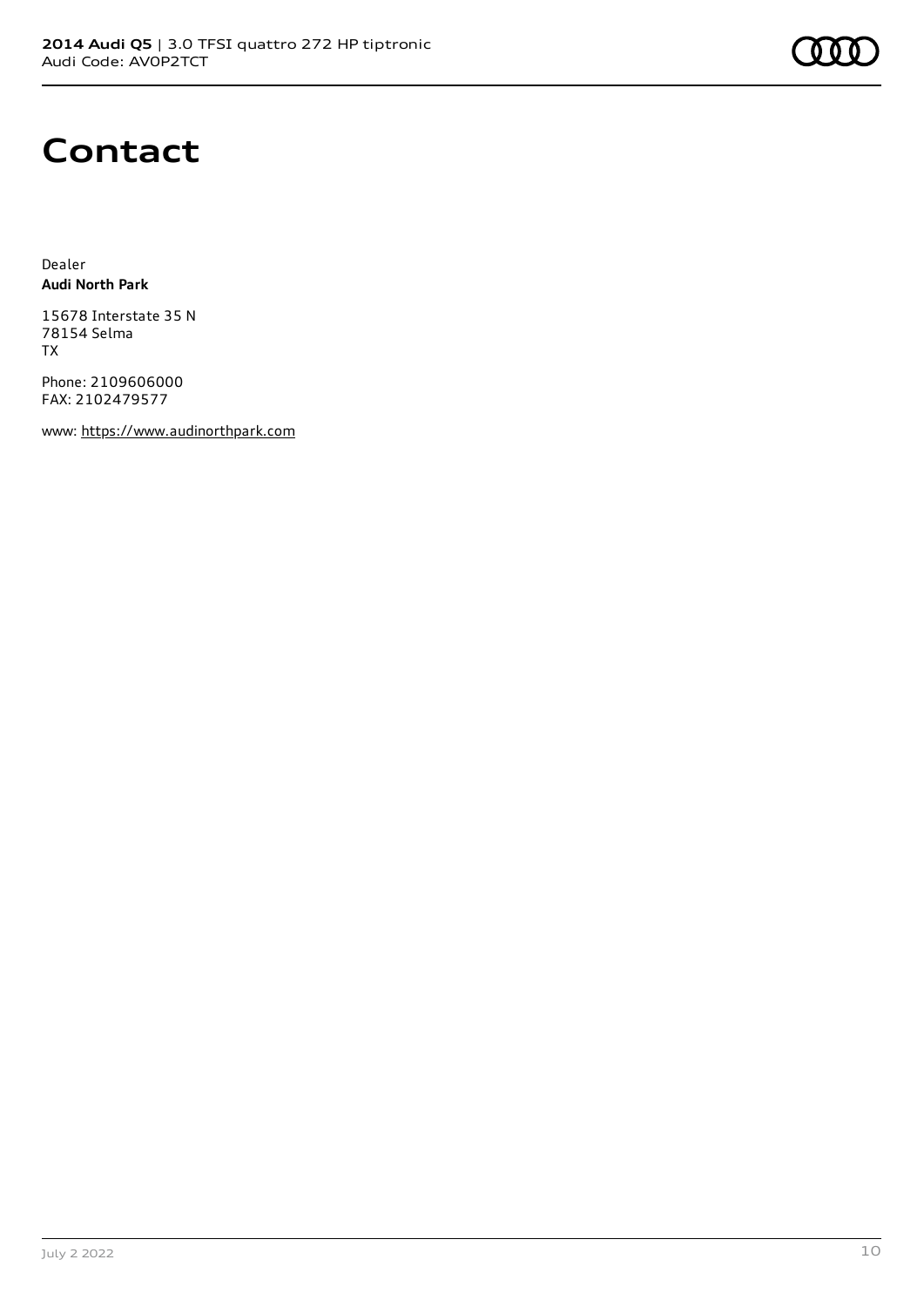# Contact

Dealer
**Audi North Park**

15678 Interstate 35 N
78154 Selma
TX

Phone: 2109606000
FAX: 2102479577

www: https://www.audinorthpark.com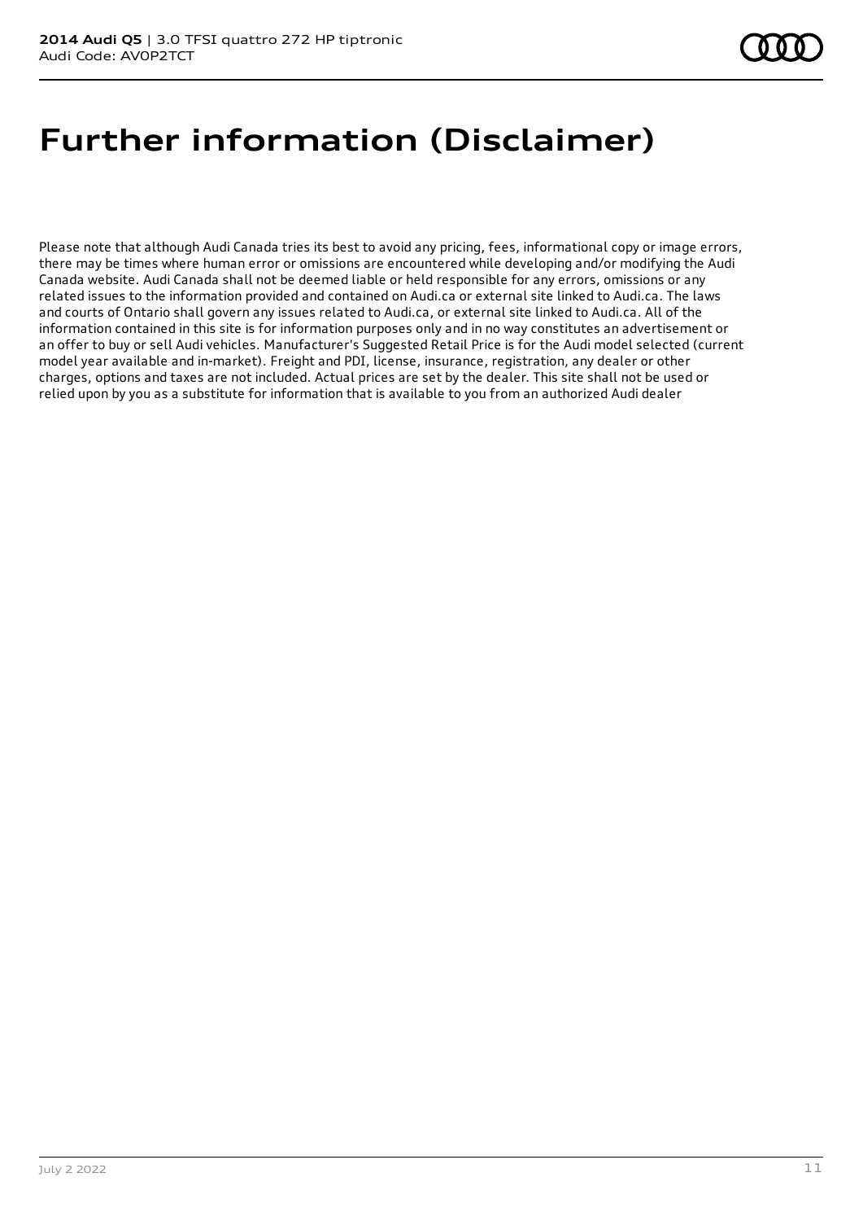# Further information (Disclaimer)

Please note that although Audi Canada tries its best to avoid any pricing, fees, informational copy or image errors, there may be times where human error or omissions are encountered while developing and/or modifying the Audi Canada website. Audi Canada shall not be deemed liable or held responsible for any errors, omissions or any related issues to the information provided and contained on Audi.ca or external site linked to Audi.ca. The laws and courts of Ontario shall govern any issues related to Audi.ca, or external site linked to Audi.ca. All of the information contained in this site is for information purposes only and in no way constitutes an advertisement or an offer to buy or sell Audi vehicles. Manufacturer's Suggested Retail Price is for the Audi model selected (current model year available and in-market). Freight and PDI, license, insurance, registration, any dealer or other charges, options and taxes are not included. Actual prices are set by the dealer. This site shall not be used or relied upon by you as a substitute for information that is available to you from an authorized Audi dealer